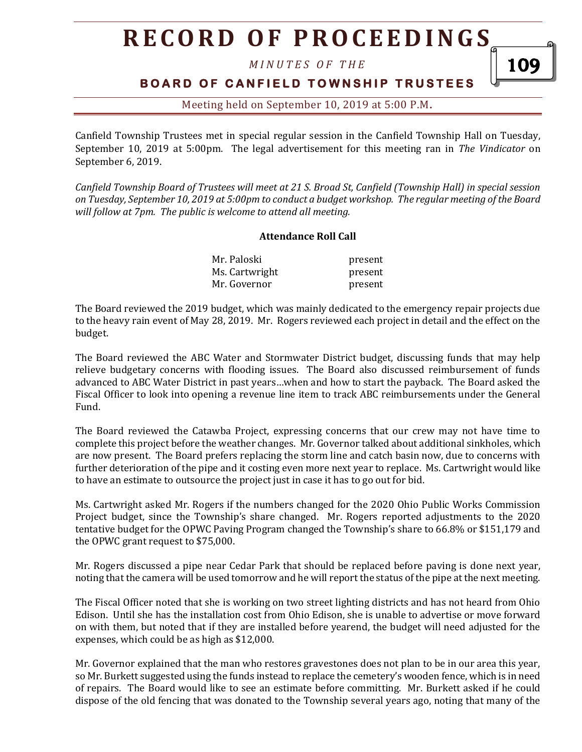Canfield Township Trustees met in special regular session in the Canfield Township Hall on Tuesday, September 10, 2019 at 5:00pm. The legal advertisement for this meeting ran in *The Vindicator* on September 6, 2019.

*Canfield Township Board of Trustees will meet at 21 S. Broad St, Canfield (Township Hall) in special session on Tuesday, September 10, 2019 at 5:00pm to conduct a budget workshop. The regular meeting of the Board will follow at 7pm. The public is welcome to attend all meeting.*

**Attendance Roll Call**

| | |
|---|---|
| Mr. Paloski | present |
| Ms. Cartwright | present |
| Mr. Governor | present |

The Board reviewed the 2019 budget, which was mainly dedicated to the emergency repair projects due to the heavy rain event of May 28, 2019. Mr. Rogers reviewed each project in detail and the effect on the budget.

The Board reviewed the ABC Water and Stormwater District budget, discussing funds that may help relieve budgetary concerns with flooding issues. The Board also discussed reimbursement of funds advanced to ABC Water District in past years…when and how to start the payback. The Board asked the Fiscal Officer to look into opening a revenue line item to track ABC reimbursements under the General Fund.

The Board reviewed the Catawba Project, expressing concerns that our crew may not have time to complete this project before the weather changes. Mr. Governor talked about additional sinkholes, which are now present. The Board prefers replacing the storm line and catch basin now, due to concerns with further deterioration of the pipe and it costing even more next year to replace. Ms. Cartwright would like to have an estimate to outsource the project just in case it has to go out for bid.

Ms. Cartwright asked Mr. Rogers if the numbers changed for the 2020 Ohio Public Works Commission Project budget, since the Township's share changed. Mr. Rogers reported adjustments to the 2020 tentative budget for the OPWC Paving Program changed the Township's share to 66.8% or $151,179 and the OPWC grant request to $75,000.

Mr. Rogers discussed a pipe near Cedar Park that should be replaced before paving is done next year, noting that the camera will be used tomorrow and he will report the status of the pipe at the next meeting.

The Fiscal Officer noted that she is working on two street lighting districts and has not heard from Ohio Edison. Until she has the installation cost from Ohio Edison, she is unable to advertise or move forward on with them, but noted that if they are installed before yearend, the budget will need adjusted for the expenses, which could be as high as $12,000.

Mr. Governor explained that the man who restores gravestones does not plan to be in our area this year, so Mr. Burkett suggested using the funds instead to replace the cemetery's wooden fence, which is in need of repairs. The Board would like to see an estimate before committing. Mr. Burkett asked if he could dispose of the old fencing that was donated to the Township several years ago, noting that many of the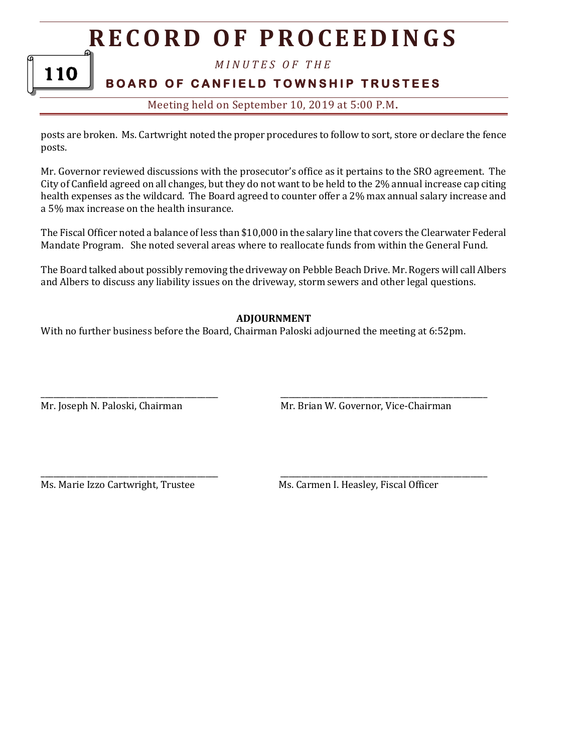posts are broken. Ms. Cartwright noted the proper procedures to follow to sort, store or declare the fence posts.

Mr. Governor reviewed discussions with the prosecutor's office as it pertains to the SRO agreement. The City of Canfield agreed on all changes, but they do not want to be held to the 2% annual increase cap citing health expenses as the wildcard. The Board agreed to counter offer a 2% max annual salary increase and a 5% max increase on the health insurance.

The Fiscal Officer noted a balance of less than $10,000 in the salary line that covers the Clearwater Federal Mandate Program. She noted several areas where to reallocate funds from within the General Fund.

The Board talked about possibly removing the driveway on Pebble Beach Drive. Mr. Rogers will call Albers and Albers to discuss any liability issues on the driveway, storm sewers and other legal questions.

**ADJOURNMENT**

With no further business before the Board, Chairman Paloski adjourned the meeting at 6:52pm.

_______________________________________
Mr. Joseph N. Paloski, Chairman

_______________________________________
Mr. Brian W. Governor, Vice-Chairman

_______________________________________
Ms. Marie Izzo Cartwright, Trustee

_______________________________________
Ms. Carmen I. Heasley, Fiscal Officer